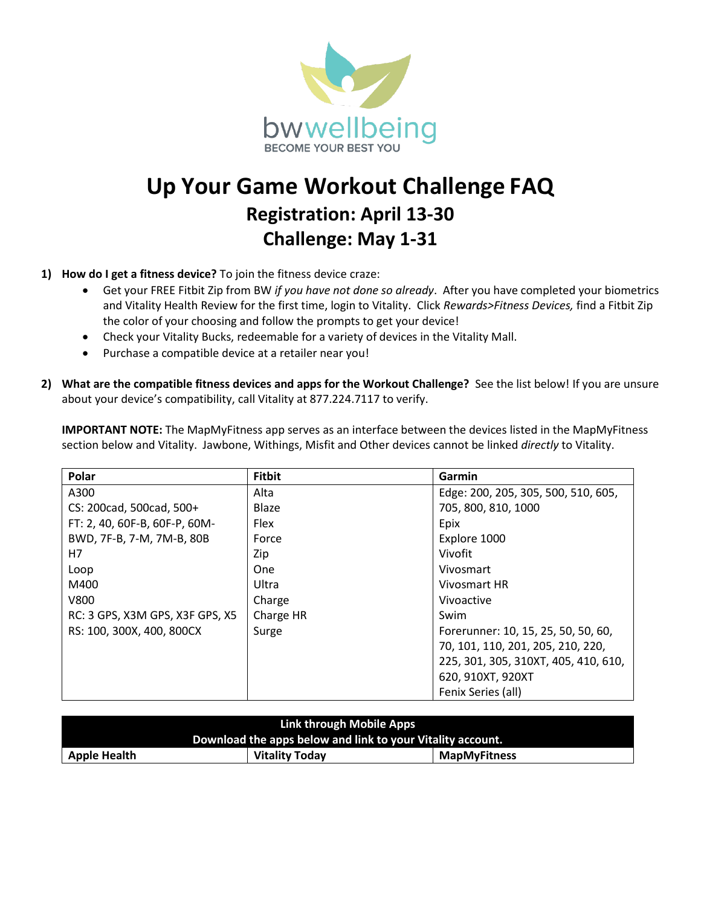bwwellbeing
BECOME YOUR BEST YOU

# Up Your Game Workout Challenge FAQ

## Registration: April 13-30

## Challenge: May 1-31

1) **How do I get a fitness device?** To join the fitness device craze:
   - Get your FREE Fitbit Zip from BW *if you have not done so already*. After you have completed your biometrics and Vitality Health Review for the first time, login to Vitality. Click *Rewards>Fitness Devices,* find a Fitbit Zip the color of your choosing and follow the prompts to get your device!
   - Check your Vitality Bucks, redeemable for a variety of devices in the Vitality Mall.
   - Purchase a compatible device at a retailer near you!

2) **What are the compatible fitness devices and apps for the Workout Challenge?** See the list below! If you are unsure about your device's compatibility, call Vitality at 877.224.7117 to verify.

   **IMPORTANT NOTE:** The MapMyFitness app serves as an interface between the devices listed in the MapMyFitness section below and Vitality. Jawbone, Withings, Misfit and Other devices cannot be linked *directly* to Vitality.

| Polar | Fitbit | Garmin |
|---|---|---|
| A300 | Alta | Edge: 200, 205, 305, 500, 510, 605, 705, 800, 810, 1000 |
| CS: 200cad, 500cad, 500+ | Blaze | Epix |
| FT: 2, 40, 60F-B, 60F-P, 60M-BWD, 7F-B, 7-M, 7M-B, 80B | Flex | Explore 1000 |
| H7 | Force | Vivofit |
| Loop | Zip | Vivosmart |
| M400 | One | Vivosmart HR |
| V800 | Ultra | Vivoactive |
| RC: 3 GPS, X3M GPS, X3F GPS, X5 | Charge | Swim |
| RS: 100, 300X, 400, 800CX | Charge HR | Forerunner: 10, 15, 25, 50, 50, 60, 70, 101, 110, 201, 205, 210, 220, 225, 301, 305, 310XT, 405, 410, 610, 620, 910XT, 920XT |
| | Surge | Fenix Series (all) |

| Link through Mobile Apps<br>Download the apps below and link to your Vitality account. | | |
|---|---|---|
| **Apple Health** | **Vitality Today** | **MapMyFitness** |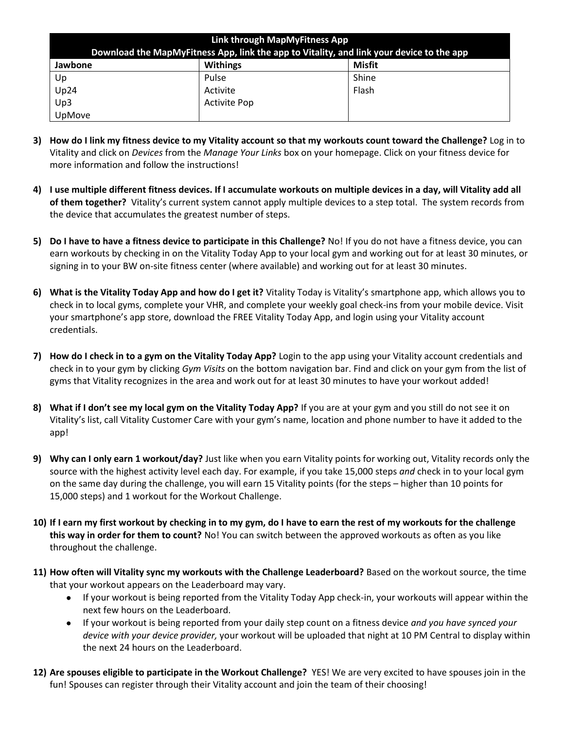| Link through MapMyFitness App<br>Download the MapMyFitness App, link the app to Vitality, and link your device to the app | | |
|---|---|---|
| **Jawbone** | **Withings** | **Misfit** |
| Up | Pulse | Shine |
| Up24 | Activite | Flash |
| Up3 | Activite Pop | |
| UpMove | | |

3) **How do I link my fitness device to my Vitality account so that my workouts count toward the Challenge?** Log in to Vitality and click on *Devices* from the *Manage Your Links* box on your homepage. Click on your fitness device for more information and follow the instructions!

4) **I use multiple different fitness devices. If I accumulate workouts on multiple devices in a day, will Vitality add all of them together?** Vitality's current system cannot apply multiple devices to a step total. The system records from the device that accumulates the greatest number of steps.

5) **Do I have to have a fitness device to participate in this Challenge?** No! If you do not have a fitness device, you can earn workouts by checking in on the Vitality Today App to your local gym and working out for at least 30 minutes, or signing in to your BW on-site fitness center (where available) and working out for at least 30 minutes.

6) **What is the Vitality Today App and how do I get it?** Vitality Today is Vitality's smartphone app, which allows you to check in to local gyms, complete your VHR, and complete your weekly goal check-ins from your mobile device. Visit your smartphone's app store, download the FREE Vitality Today App, and login using your Vitality account credentials.

7) **How do I check in to a gym on the Vitality Today App?** Login to the app using your Vitality account credentials and check in to your gym by clicking *Gym Visits* on the bottom navigation bar. Find and click on your gym from the list of gyms that Vitality recognizes in the area and work out for at least 30 minutes to have your workout added!

8) **What if I don't see my local gym on the Vitality Today App?** If you are at your gym and you still do not see it on Vitality's list, call Vitality Customer Care with your gym's name, location and phone number to have it added to the app!

9) **Why can I only earn 1 workout/day?** Just like when you earn Vitality points for working out, Vitality records only the source with the highest activity level each day. For example, if you take 15,000 steps *and* check in to your local gym on the same day during the challenge, you will earn 15 Vitality points (for the steps – higher than 10 points for 15,000 steps) and 1 workout for the Workout Challenge.

10) **If I earn my first workout by checking in to my gym, do I have to earn the rest of my workouts for the challenge this way in order for them to count?** No! You can switch between the approved workouts as often as you like throughout the challenge.

11) **How often will Vitality sync my workouts with the Challenge Leaderboard?** Based on the workout source, the time that your workout appears on the Leaderboard may vary.
    - If your workout is being reported from the Vitality Today App check-in, your workouts will appear within the next few hours on the Leaderboard.
    - If your workout is being reported from your daily step count on a fitness device *and you have synced your device with your device provider,* your workout will be uploaded that night at 10 PM Central to display within the next 24 hours on the Leaderboard.

12) **Are spouses eligible to participate in the Workout Challenge?** YES! We are very excited to have spouses join in the fun! Spouses can register through their Vitality account and join the team of their choosing!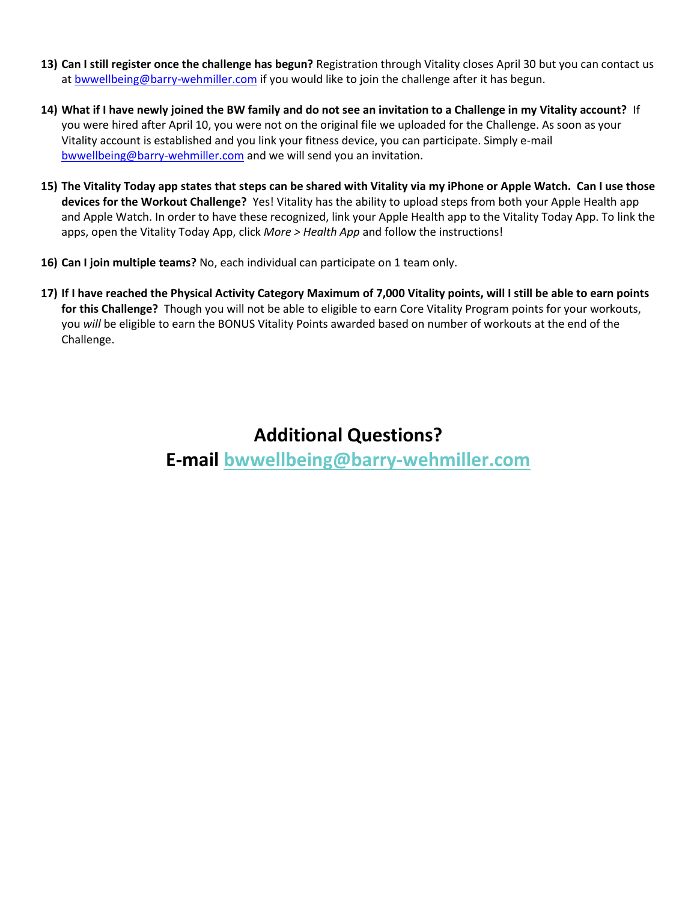13) **Can I still register once the challenge has begun?** Registration through Vitality closes April 30 but you can contact us at bwwellbeing@barry-wehmiller.com if you would like to join the challenge after it has begun.

14) **What if I have newly joined the BW family and do not see an invitation to a Challenge in my Vitality account?** If you were hired after April 10, you were not on the original file we uploaded for the Challenge. As soon as your Vitality account is established and you link your fitness device, you can participate. Simply e-mail bwwellbeing@barry-wehmiller.com and we will send you an invitation.

15) **The Vitality Today app states that steps can be shared with Vitality via my iPhone or Apple Watch. Can I use those devices for the Workout Challenge?** Yes! Vitality has the ability to upload steps from both your Apple Health app and Apple Watch. In order to have these recognized, link your Apple Health app to the Vitality Today App. To link the apps, open the Vitality Today App, click *More > Health App* and follow the instructions!

16) **Can I join multiple teams?** No, each individual can participate on 1 team only.

17) **If I have reached the Physical Activity Category Maximum of 7,000 Vitality points, will I still be able to earn points for this Challenge?** Though you will not be able to eligible to earn Core Vitality Program points for your workouts, you *will* be eligible to earn the BONUS Vitality Points awarded based on number of workouts at the end of the Challenge.

## Additional Questions?

## E-mail bwwellbeing@barry-wehmiller.com